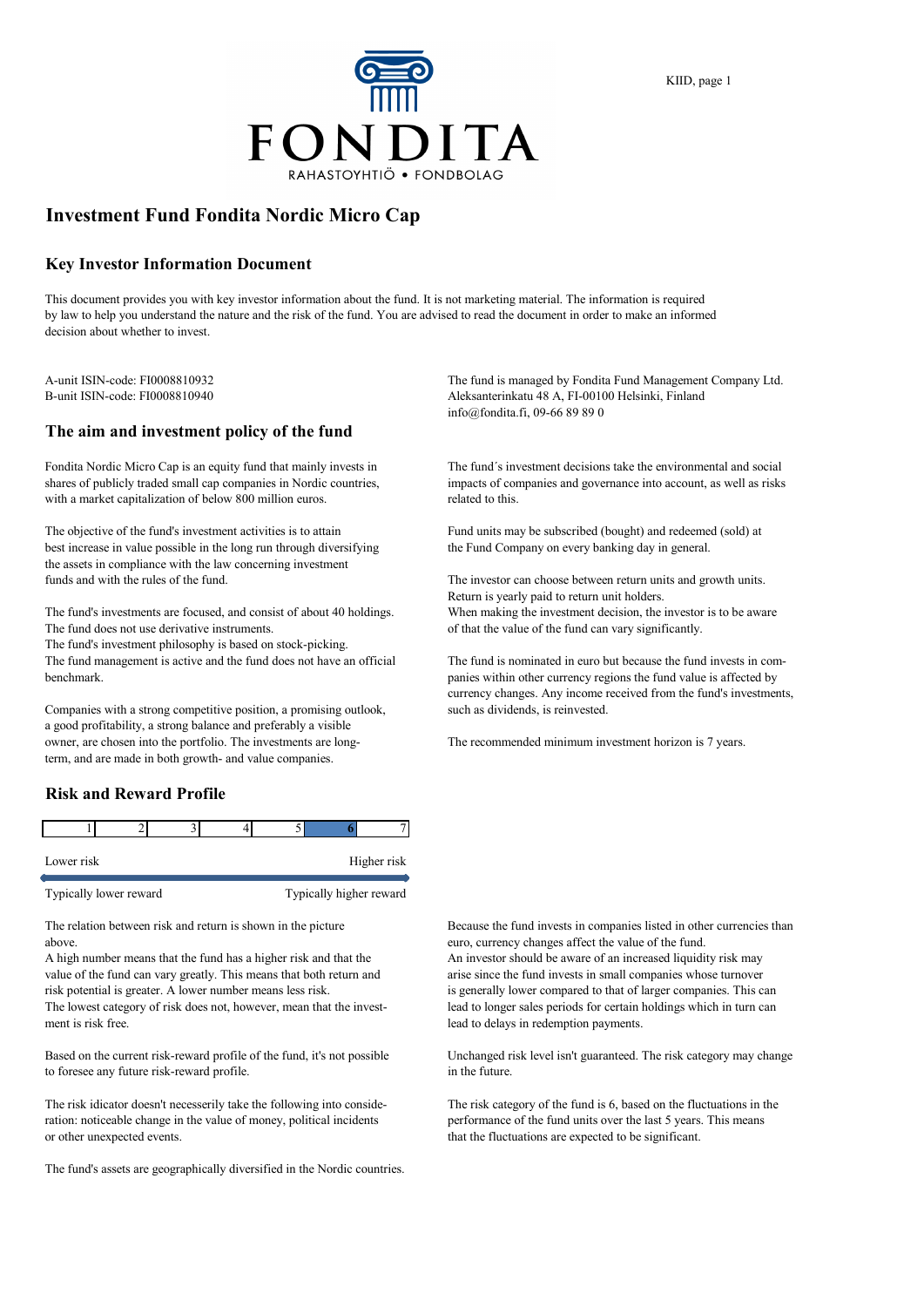FONDITA

RAHASTOYHTIÖ • FONDBOLAG

# Investment Fund Fondita Nordic Micro Cap

## Key Investor Information Document

This document provides you with key investor information about the fund. It is not marketing material. The information is required by law to help you understand the nature and the risk of the fund. You are advised to read the document in order to make an informed decision about whether to invest.

A-unit ISIN-code: FI0008810932
B-unit ISIN-code: FI0008810940

The fund is managed by Fondita Fund Management Company Ltd.
Aleksanterinkatu 48 A, FI-00100 Helsinki, Finland
info@fondita.fi, 09-66 89 89 0

## The aim and investment policy of the fund

Fondita Nordic Micro Cap is an equity fund that mainly invests in shares of publicly traded small cap companies in Nordic countries, with a market capitalization of below 800 million euros.

The objective of the fund's investment activities is to attain best increase in value possible in the long run through diversifying the assets in compliance with the law concerning investment funds and with the rules of the fund.

The fund's investments are focused, and consist of about 40 holdings.
The fund does not use derivative instruments.
The fund's investment philosophy is based on stock-picking.
The fund management is active and the fund does not have an official benchmark.

Companies with a strong competitive position, a promising outlook, a good profitability, a strong balance and preferably a visible owner, are chosen into the portfolio. The investments are long-term, and are made in both growth- and value companies.

The fund´s investment decisions take the environmental and social impacts of companies and governance into account, as well as risks related to this.

Fund units may be subscribed (bought) and redeemed (sold) at the Fund Company on every banking day in general.

The investor can choose between return units and growth units. Return is yearly paid to return unit holders.
When making the investment decision, the investor is to be aware of that the value of the fund can vary significantly.

The fund is nominated in euro but because the fund invests in companies within other currency regions the fund value is affected by currency changes. Any income received from the fund's investments, such as dividends, is reinvested.

The recommended minimum investment horizon is 7 years.

## Risk and Reward Profile

| 1 | 2 | 3 | 4 | 5 | **6** | 7 |
|---|---|---|---|---|---|---|

Lower risk — Higher risk

Typically lower reward — Typically higher reward

The relation between risk and return is shown in the picture above.
A high number means that the fund has a higher risk and that the value of the fund can vary greatly. This means that both return and risk potential is greater. A lower number means less risk.
The lowest category of risk does not, however, mean that the investment is risk free.

Based on the current risk-reward profile of the fund, it's not possible to foresee any future risk-reward profile.

The risk idicator doesn't neccesserily take the following into consideration: noticeable change in the value of money, political incidents or other unexpected events.

The fund's assets are geographically diversified in the Nordic countries.

Because the fund invests in companies listed in other currencies than euro, currency changes affect the value of the fund.
An investor should be aware of an increased liquidity risk may arise since the fund invests in small companies whose turnover is generally lower compared to that of larger companies. This can lead to longer sales periods for certain holdings which in turn can lead to delays in redemption payments.

Unchanged risk level isn't guaranteed. The risk category may change in the future.

The risk category of the fund is 6, based on the fluctuations in the performance of the fund units over the last 5 years. This means that the fluctuations are expected to be significant.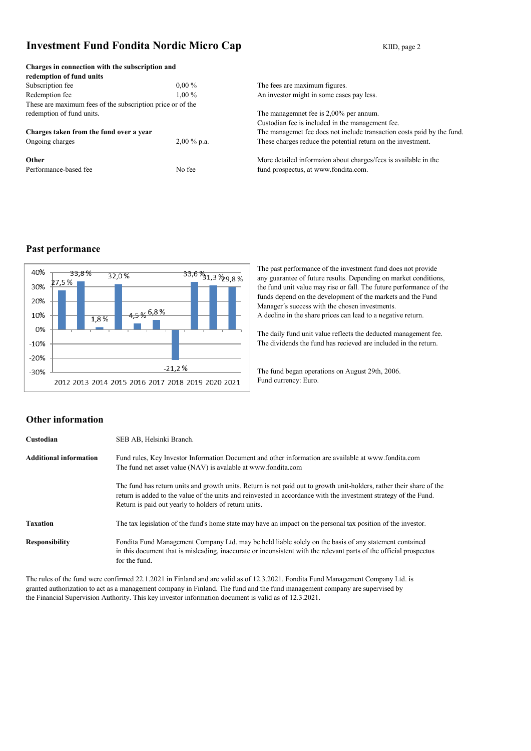# Investment Fund Fondita Nordic Micro Cap

KIID, page 2

**Charges in connection with the subscription and redemption of fund units**

| | |
|---|---|
| Subscription fee | 0,00 % |
| Redemption fee | 1,00 % |

These are maximum fees of the subscription price or of the redemption of fund units.

**Charges taken from the fund over a year**

| | |
|---|---|
| Ongoing charges | 2,00 % p.a. |

**Other**

| | |
|---|---|
| Performance-based fee | No fee |

The fees are maximum figures.
An investor might in some cases pay less.

The managemnet fee is 2,00% per annum.
Custodian fee is included in the management fee.
The managemet fee does not include transaction costs paid by the fund.
These charges reduce the potential return on the investment.

More detailed informaion about charges/fees is available in the fund prospectus, at www.fondita.com.

## Past performance

40%
30%
20%
10%
0%
-10%
-20%
-30%

27,5 %
33,8 %
1,8 %
32,0 %
4,5 %
6,8 %
-21,2 %
33,6 %
31,3 %
29,8 %

2012 2013 2014 2015 2016 2017 2018 2019 2020 2021

The past performance of the investment fund does not provide any guarantee of future results. Depending on market conditions, the fund unit value may rise or fall. The future performance of the funds depend on the development of the markets and the Fund Manager´s success with the chosen investments.
A decline in the share prices can lead to a negative return.

The daily fund unit value reflects the deducted management fee. The dividends the fund has recieved are included in the return.

The fund began operations on August 29th, 2006.
Fund currency: Euro.

## Other information

**Custodian** SEB AB, Helsinki Branch.

**Additional information** Fund rules, Key Investor Information Document and other information are available at www.fondita.com
The fund net asset value (NAV) is avalable at www.fondita.com

The fund has return units and growth units. Return is not paid out to growth unit-holders, rather their share of the return is added to the value of the units and reinvested in accordance with the investment strategy of the Fund. Return is paid out yearly to holders of return units.

**Taxation** The tax legislation of the fund's home state may have an impact on the personal tax position of the investor.

**Responsibility** Fondita Fund Management Company Ltd. may be held liable solely on the basis of any statement contained in this document that is misleading, inaccurate or inconsistent with the relevant parts of the official prospectus for the fund.

The rules of the fund were confirmed 22.1.2021 in Finland and are valid as of 12.3.2021. Fondita Fund Management Company Ltd. is granted authorization to act as a management company in Finland. The fund and the fund management company are supervised by the Financial Supervision Authority. This key investor information document is valid as of 12.3.2021.